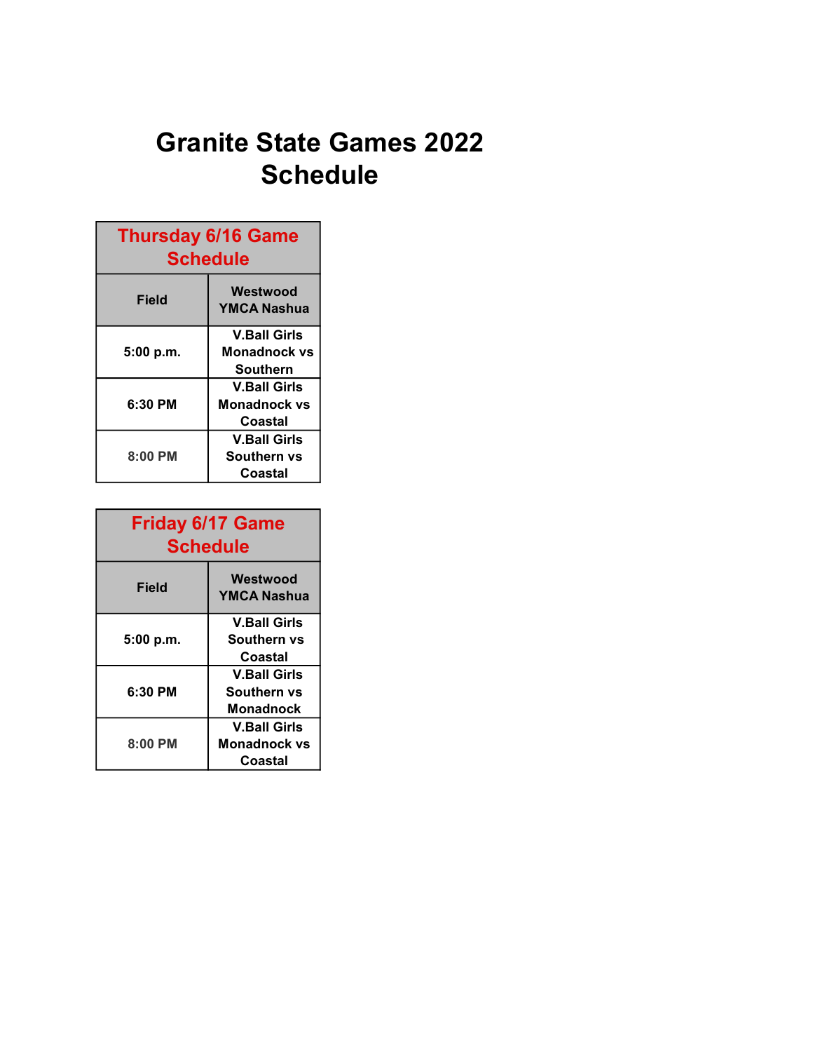# Granite State Games 2022 Schedule

| Thursday 6/16 Game Schedule | |
|---|---|
| Field | Westwood YMCA Nashua |
| 5:00 p.m. | V.Ball Girls Monadnock vs Southern |
| 6:30 PM | V.Ball Girls Monadnock vs Coastal |
| 8:00 PM | V.Ball Girls Southern vs Coastal |

| Friday 6/17 Game Schedule | |
|---|---|
| Field | Westwood YMCA Nashua |
| 5:00 p.m. | V.Ball Girls Southern vs Coastal |
| 6:30 PM | V.Ball Girls Southern vs Monadnock |
| 8:00 PM | V.Ball Girls Monadnock vs Coastal |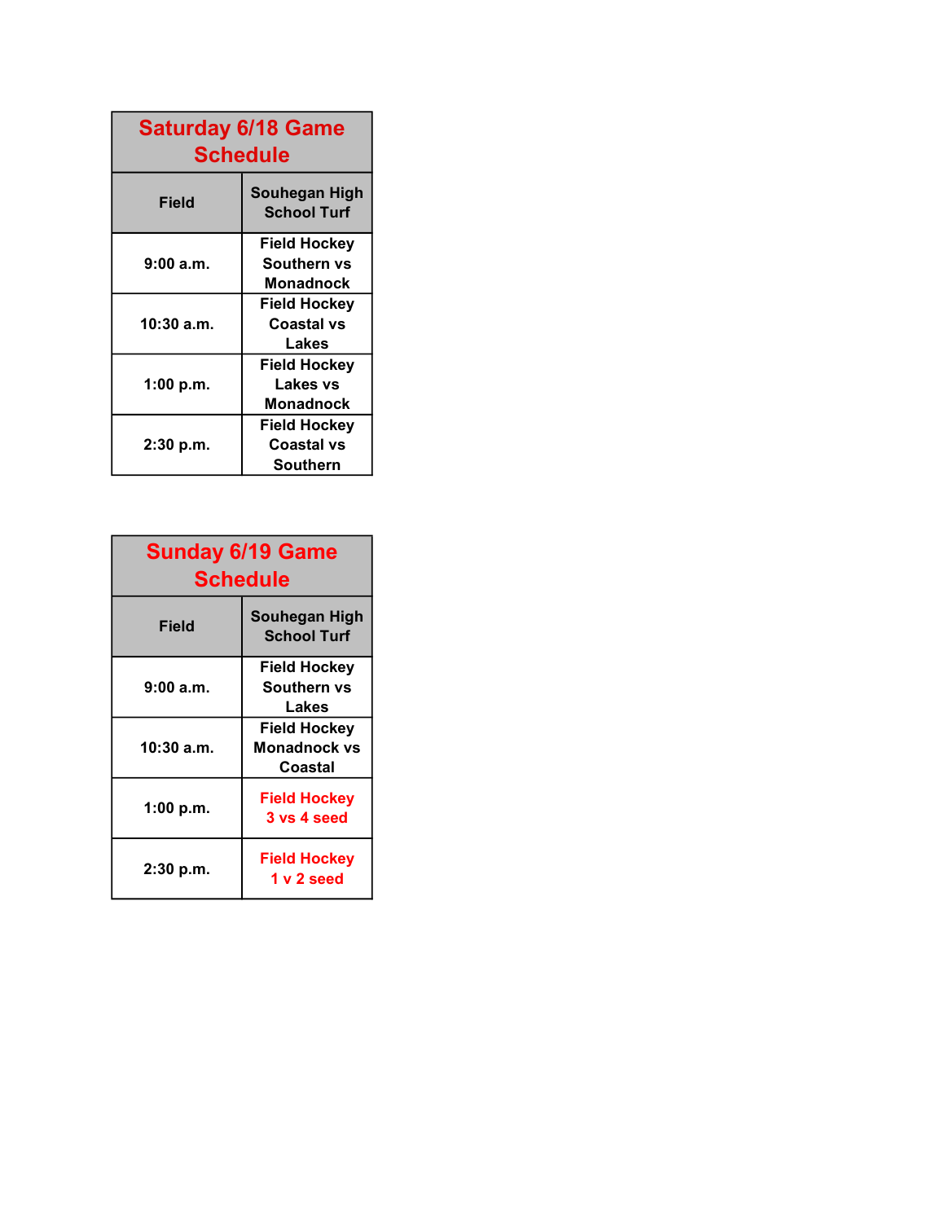| Saturday 6/18 Game Schedule | |
|---|---|
| **Field** | **Souhegan High School Turf** |
| 9:00 a.m. | Field Hockey Southern vs Monadnock |
| 10:30 a.m. | Field Hockey Coastal vs Lakes |
| 1:00 p.m. | Field Hockey Lakes vs Monadnock |
| 2:30 p.m. | Field Hockey Coastal vs Southern |

| Sunday 6/19 Game Schedule | |
|---|---|
| **Field** | **Souhegan High School Turf** |
| 9:00 a.m. | Field Hockey Southern vs Lakes |
| 10:30 a.m. | Field Hockey Monadnock vs Coastal |
| 1:00 p.m. | Field Hockey 3 vs 4 seed |
| 2:30 p.m. | Field Hockey 1 v 2 seed |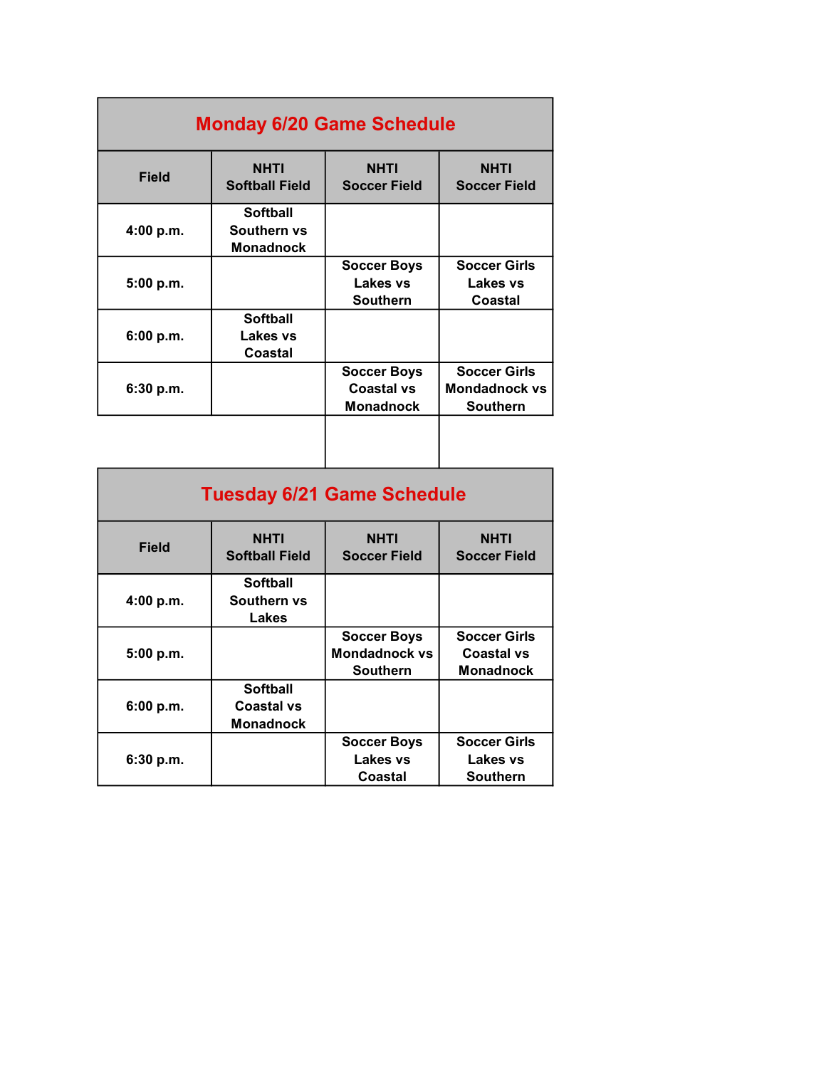## Monday 6/20 Game Schedule

| Field | NHTI Softball Field | NHTI Soccer Field | NHTI Soccer Field |
|---|---|---|---|
| 4:00 p.m. | Softball Southern vs Monadnock | | |
| 5:00 p.m. | | Soccer Boys Lakes vs Southern | Soccer Girls Lakes vs Coastal |
| 6:00 p.m. | Softball Lakes vs Coastal | | |
| 6:30 p.m. | | Soccer Boys Coastal vs Monadnock | Soccer Girls Mondadnock vs Southern |

## Tuesday 6/21 Game Schedule

| Field | NHTI Softball Field | NHTI Soccer Field | NHTI Soccer Field |
|---|---|---|---|
| 4:00 p.m. | Softball Southern vs Lakes | | |
| 5:00 p.m. | | Soccer Boys Mondadnock vs Southern | Soccer Girls Coastal vs Monadnock |
| 6:00 p.m. | Softball Coastal vs Monadnock | | |
| 6:30 p.m. | | Soccer Boys Lakes vs Coastal | Soccer Girls Lakes vs Southern |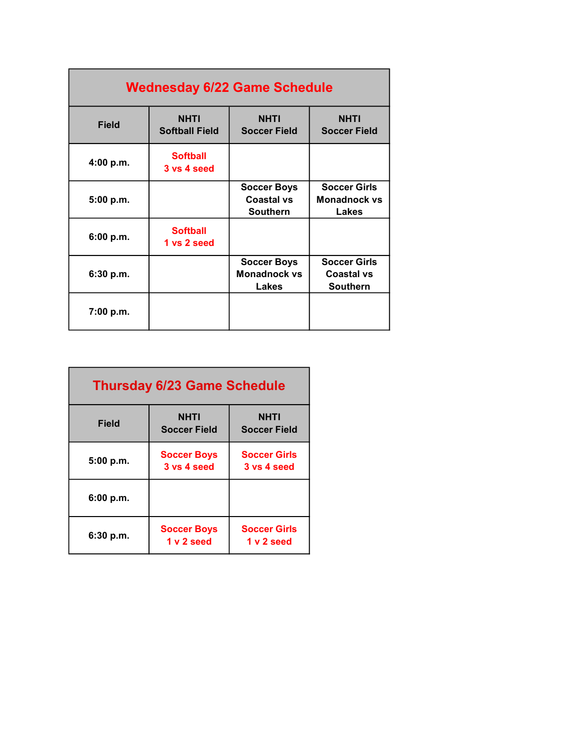| Wednesday 6/22 Game Schedule | | | |
|---|---|---|---|
| Field | NHTI Softball Field | NHTI Soccer Field | NHTI Soccer Field |
| 4:00 p.m. | Softball 3 vs 4 seed | | |
| 5:00 p.m. | | Soccer Boys Coastal vs Southern | Soccer Girls Monadnock vs Lakes |
| 6:00 p.m. | Softball 1 vs 2 seed | | |
| 6:30 p.m. | | Soccer Boys Monadnock vs Lakes | Soccer Girls Coastal vs Southern |
| 7:00 p.m. | | | |

| Thursday 6/23 Game Schedule | | |
|---|---|---|
| Field | NHTI Soccer Field | NHTI Soccer Field |
| 5:00 p.m. | Soccer Boys 3 vs 4 seed | Soccer Girls 3 vs 4 seed |
| 6:00 p.m. | | |
| 6:30 p.m. | Soccer Boys 1 v 2 seed | Soccer Girls 1 v 2 seed |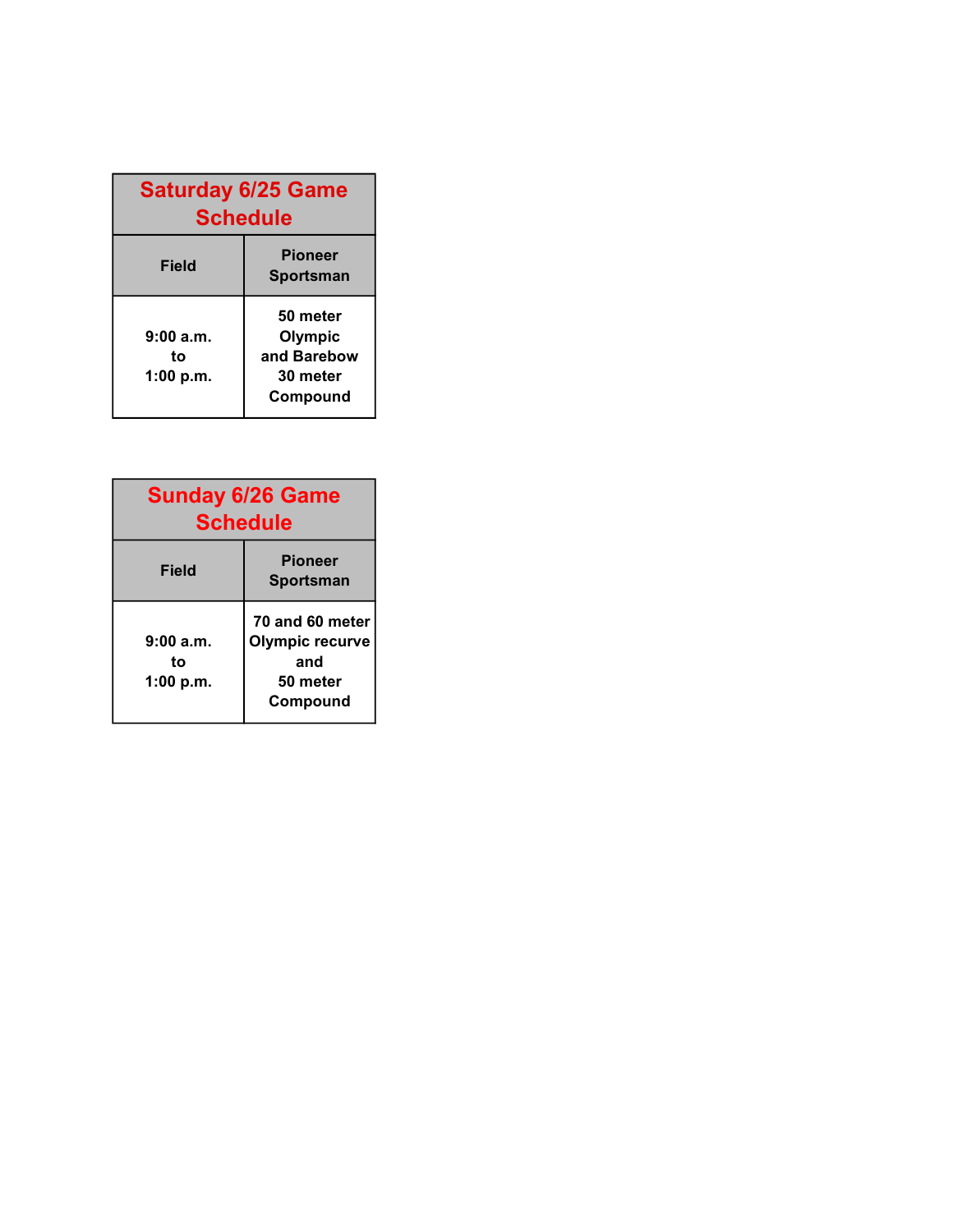| Saturday 6/25 Game Schedule | |
|---|---|
| **Field** | **Pioneer Sportsman** |
| **9:00 a.m. to 1:00 p.m.** | **50 meter Olympic and Barebow 30 meter Compound** |

| Sunday 6/26 Game Schedule | |
|---|---|
| **Field** | **Pioneer Sportsman** |
| **9:00 a.m. to 1:00 p.m.** | **70 and 60 meter Olympic recurve and 50 meter Compound** |